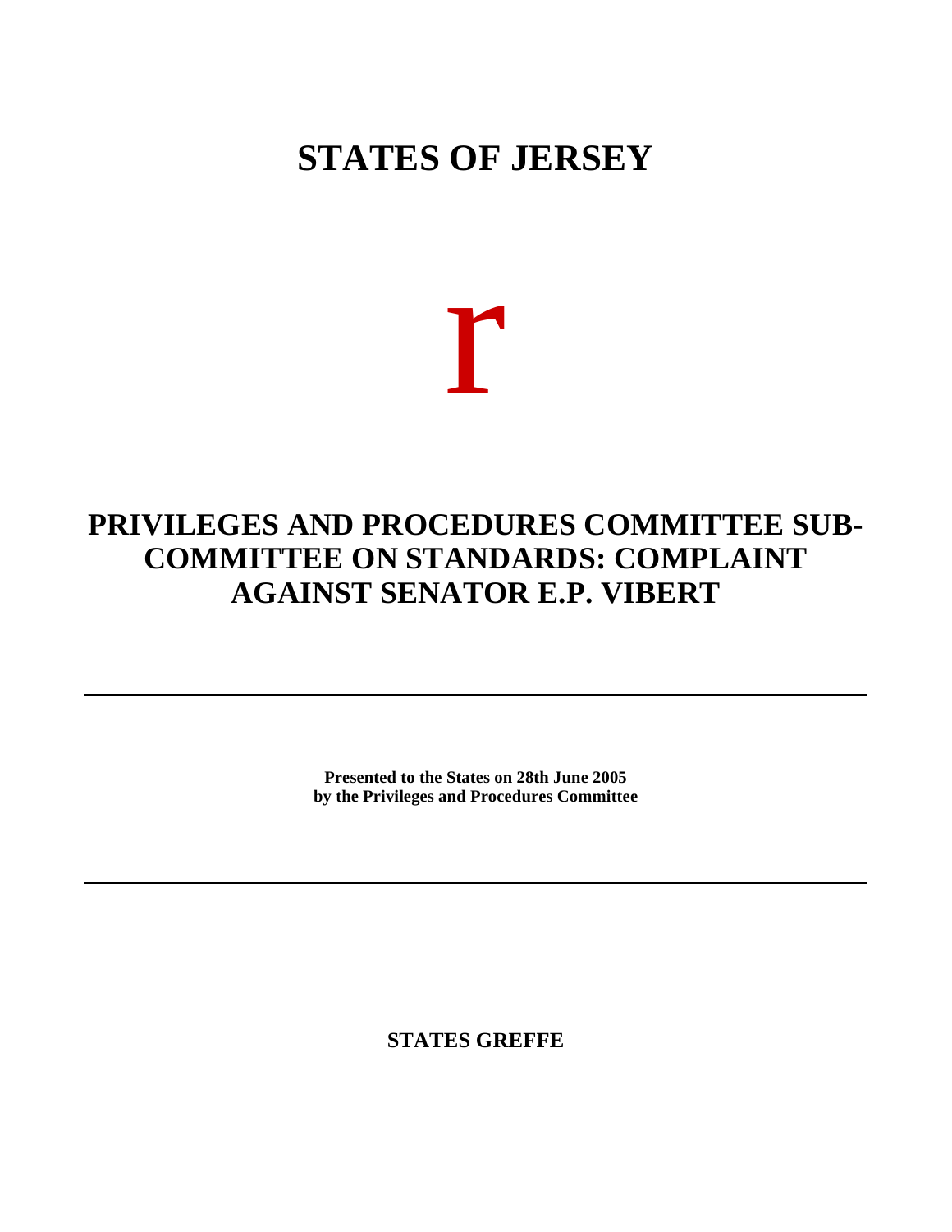# STATES OF JERSEY

r

## PRIVILEGES AND PROCEDURES COMMITTEE SUB-COMMITTEE ON STANDARDS: COMPLAINT AGAINST SENATOR E.P. VIBERT

---

**Presented to the States on 28th June 2005**
**by the Privileges and Procedures Committee**

---

**STATES GREFFE**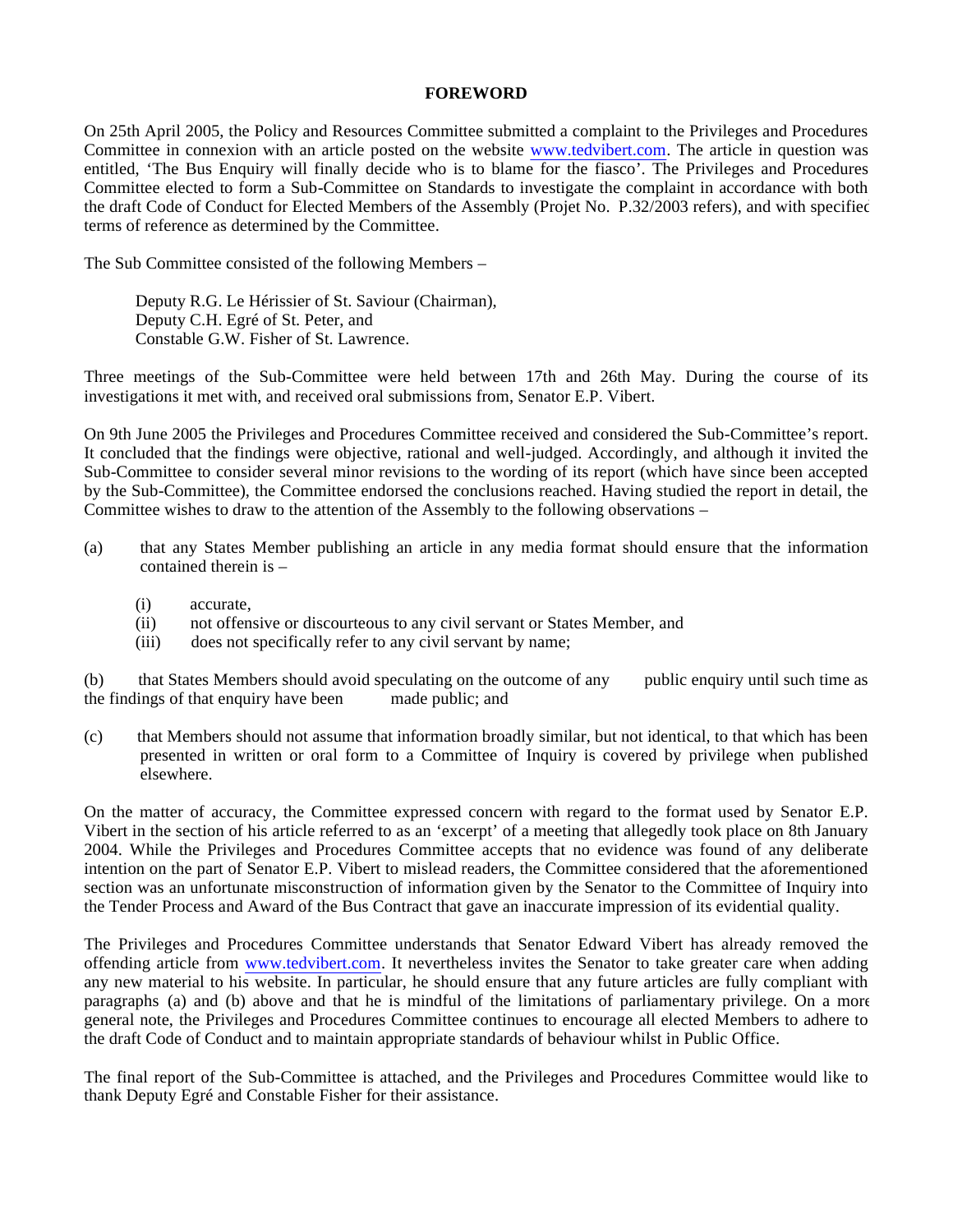# FOREWORD

On 25th April 2005, the Policy and Resources Committee submitted a complaint to the Privileges and Procedures Committee in connexion with an article posted on the website www.tedvibert.com. The article in question was entitled, 'The Bus Enquiry will finally decide who is to blame for the fiasco'. The Privileges and Procedures Committee elected to form a Sub-Committee on Standards to investigate the complaint in accordance with both the draft Code of Conduct for Elected Members of the Assembly (Projet No. P.32/2003 refers), and with specified terms of reference as determined by the Committee.

The Sub Committee consisted of the following Members –

Deputy R.G. Le Hérissier of St. Saviour (Chairman),
Deputy C.H. Egré of St. Peter, and
Constable G.W. Fisher of St. Lawrence.

Three meetings of the Sub-Committee were held between 17th and 26th May. During the course of its investigations it met with, and received oral submissions from, Senator E.P. Vibert.

On 9th June 2005 the Privileges and Procedures Committee received and considered the Sub-Committee's report. It concluded that the findings were objective, rational and well-judged. Accordingly, and although it invited the Sub-Committee to consider several minor revisions to the wording of its report (which have since been accepted by the Sub-Committee), the Committee endorsed the conclusions reached. Having studied the report in detail, the Committee wishes to draw to the attention of the Assembly to the following observations –

(a) that any States Member publishing an article in any media format should ensure that the information contained therein is –

- (i) accurate,
- (ii) not offensive or discourteous to any civil servant or States Member, and
- (iii) does not specifically refer to any civil servant by name;

(b) that States Members should avoid speculating on the outcome of any public enquiry until such time as the findings of that enquiry have been made public; and

(c) that Members should not assume that information broadly similar, but not identical, to that which has been presented in written or oral form to a Committee of Inquiry is covered by privilege when published elsewhere.

On the matter of accuracy, the Committee expressed concern with regard to the format used by Senator E.P. Vibert in the section of his article referred to as an 'excerpt' of a meeting that allegedly took place on 8th January 2004. While the Privileges and Procedures Committee accepts that no evidence was found of any deliberate intention on the part of Senator E.P. Vibert to mislead readers, the Committee considered that the aforementioned section was an unfortunate misconstruction of information given by the Senator to the Committee of Inquiry into the Tender Process and Award of the Bus Contract that gave an inaccurate impression of its evidential quality.

The Privileges and Procedures Committee understands that Senator Edward Vibert has already removed the offending article from www.tedvibert.com. It nevertheless invites the Senator to take greater care when adding any new material to his website. In particular, he should ensure that any future articles are fully compliant with paragraphs (a) and (b) above and that he is mindful of the limitations of parliamentary privilege. On a more general note, the Privileges and Procedures Committee continues to encourage all elected Members to adhere to the draft Code of Conduct and to maintain appropriate standards of behaviour whilst in Public Office.

The final report of the Sub-Committee is attached, and the Privileges and Procedures Committee would like to thank Deputy Egré and Constable Fisher for their assistance.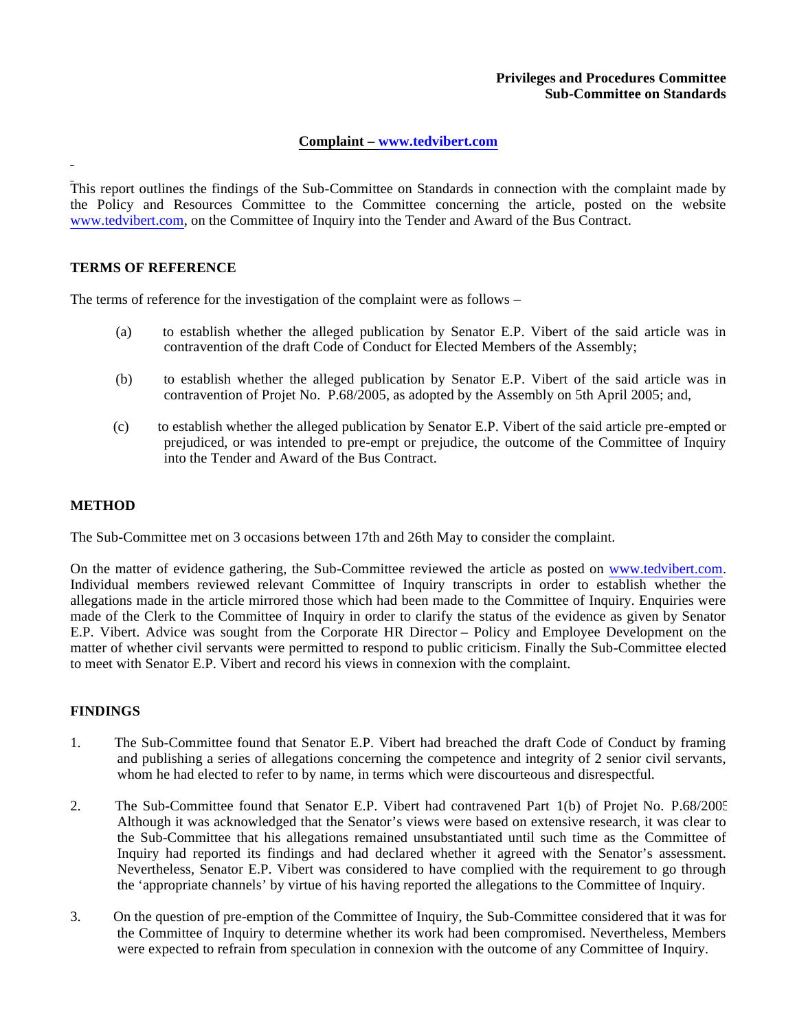**Privileges and Procedures Committee**
**Sub-Committee on Standards**

**Complaint – www.tedvibert.com**

This report outlines the findings of the Sub-Committee on Standards in connection with the complaint made by the Policy and Resources Committee to the Committee concerning the article, posted on the website www.tedvibert.com, on the Committee of Inquiry into the Tender and Award of the Bus Contract.

## TERMS OF REFERENCE

The terms of reference for the investigation of the complaint were as follows –

(a) to establish whether the alleged publication by Senator E.P. Vibert of the said article was in contravention of the draft Code of Conduct for Elected Members of the Assembly;

(b) to establish whether the alleged publication by Senator E.P. Vibert of the said article was in contravention of Projet No. P.68/2005, as adopted by the Assembly on 5th April 2005; and,

(c) to establish whether the alleged publication by Senator E.P. Vibert of the said article pre-empted or prejudiced, or was intended to pre-empt or prejudice, the outcome of the Committee of Inquiry into the Tender and Award of the Bus Contract.

## METHOD

The Sub-Committee met on 3 occasions between 17th and 26th May to consider the complaint.

On the matter of evidence gathering, the Sub-Committee reviewed the article as posted on www.tedvibert.com. Individual members reviewed relevant Committee of Inquiry transcripts in order to establish whether the allegations made in the article mirrored those which had been made to the Committee of Inquiry. Enquiries were made of the Clerk to the Committee of Inquiry in order to clarify the status of the evidence as given by Senator E.P. Vibert. Advice was sought from the Corporate HR Director – Policy and Employee Development on the matter of whether civil servants were permitted to respond to public criticism. Finally the Sub-Committee elected to meet with Senator E.P. Vibert and record his views in connexion with the complaint.

## FINDINGS

1. The Sub-Committee found that Senator E.P. Vibert had breached the draft Code of Conduct by framing and publishing a series of allegations concerning the competence and integrity of 2 senior civil servants, whom he had elected to refer to by name, in terms which were discourteous and disrespectful.

2. The Sub-Committee found that Senator E.P. Vibert had contravened Part 1(b) of Projet No. P.68/2005. Although it was acknowledged that the Senator's views were based on extensive research, it was clear to the Sub-Committee that his allegations remained unsubstantiated until such time as the Committee of Inquiry had reported its findings and had declared whether it agreed with the Senator's assessment. Nevertheless, Senator E.P. Vibert was considered to have complied with the requirement to go through the 'appropriate channels' by virtue of his having reported the allegations to the Committee of Inquiry.

3. On the question of pre-emption of the Committee of Inquiry, the Sub-Committee considered that it was for the Committee of Inquiry to determine whether its work had been compromised. Nevertheless, Members were expected to refrain from speculation in connexion with the outcome of any Committee of Inquiry.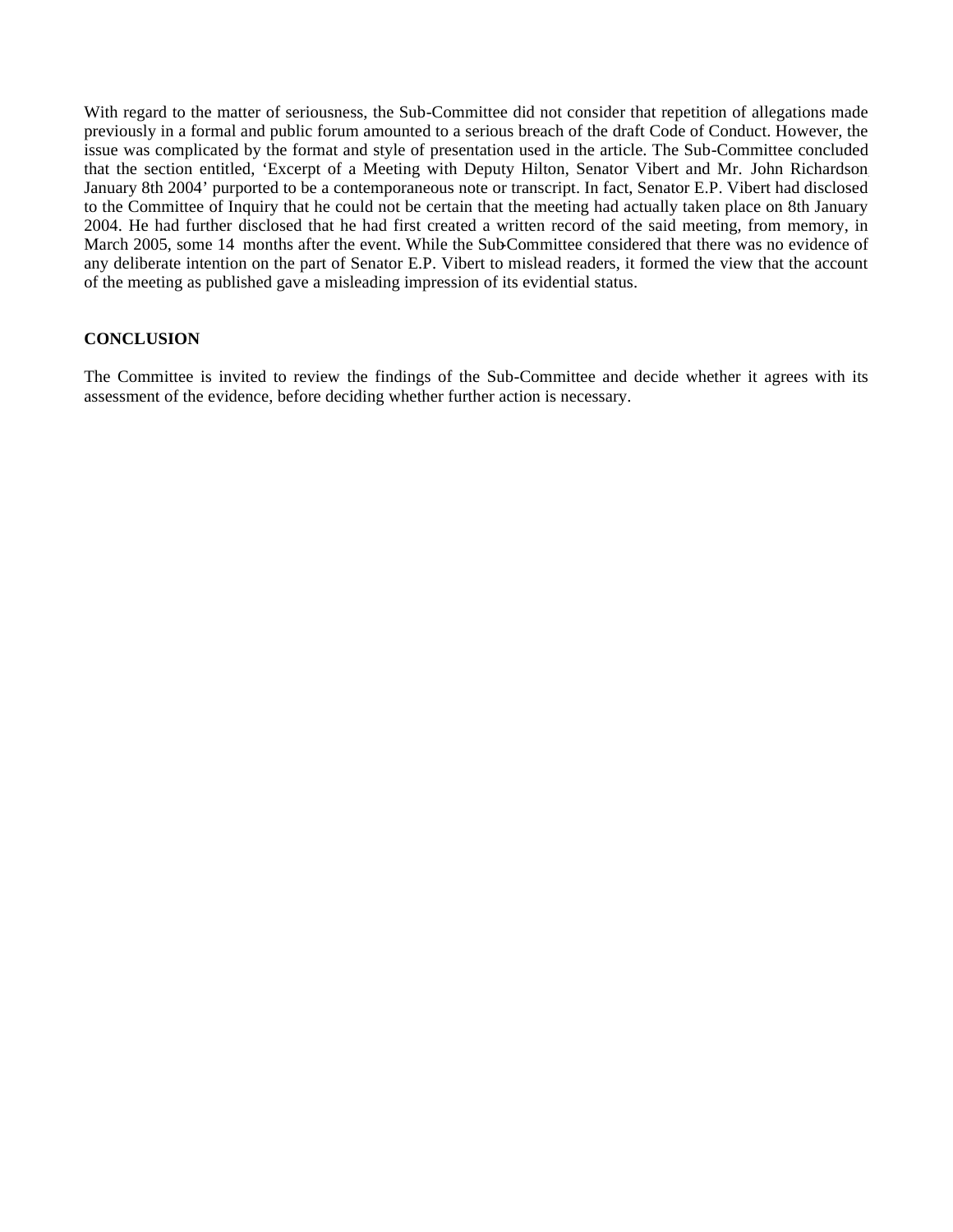With regard to the matter of seriousness, the Sub-Committee did not consider that repetition of allegations made previously in a formal and public forum amounted to a serious breach of the draft Code of Conduct. However, the issue was complicated by the format and style of presentation used in the article. The Sub-Committee concluded that the section entitled, 'Excerpt of a Meeting with Deputy Hilton, Senator Vibert and Mr. John Richardson, January 8th 2004' purported to be a contemporaneous note or transcript. In fact, Senator E.P. Vibert had disclosed to the Committee of Inquiry that he could not be certain that the meeting had actually taken place on 8th January 2004. He had further disclosed that he had first created a written record of the said meeting, from memory, in March 2005, some 14 months after the event. While the Sub-Committee considered that there was no evidence of any deliberate intention on the part of Senator E.P. Vibert to mislead readers, it formed the view that the account of the meeting as published gave a misleading impression of its evidential status.

**CONCLUSION**

The Committee is invited to review the findings of the Sub-Committee and decide whether it agrees with its assessment of the evidence, before deciding whether further action is necessary.